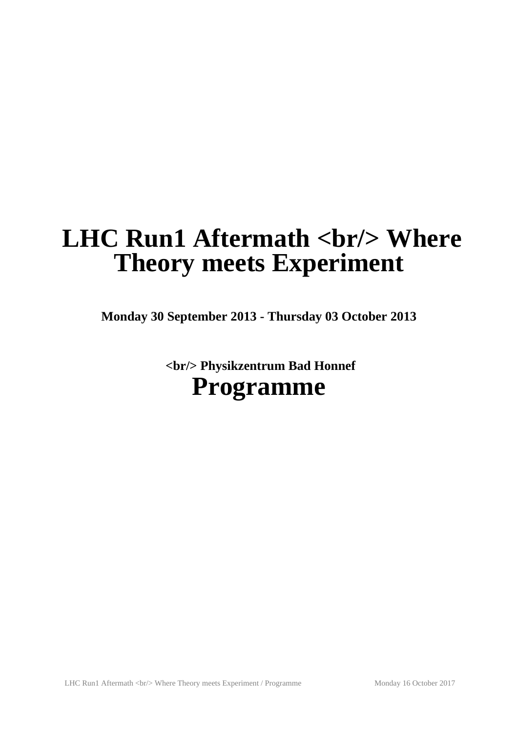# LHC Run1 Aftermath <br/> Where Theory meets Experiment

**Monday 30 September 2013 - Thursday 03 October 2013**

**<br/> Physikzentrum Bad Honnef**

# Programme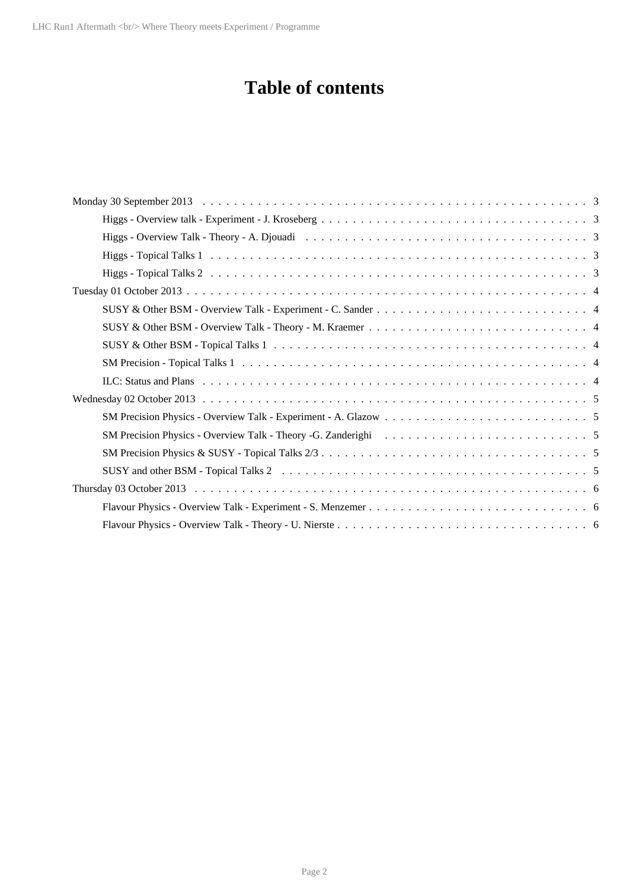# Table of contents

- Monday 30 September 2013 . . . . . 3
  - Higgs - Overview talk - Experiment - J. Kroseberg . . . . . 3
  - Higgs - Overview Talk - Theory - A. Djouadi . . . . . 3
  - Higgs - Topical Talks 1 . . . . . 3
  - Higgs - Topical Talks 2 . . . . . 3
- Tuesday 01 October 2013 . . . . . 4
  - SUSY & Other BSM - Overview Talk - Experiment - C. Sander . . . . . 4
  - SUSY & Other BSM - Overview Talk - Theory - M. Kraemer . . . . . 4
  - SUSY & Other BSM - Topical Talks 1 . . . . . 4
  - SM Precision - Topical Talks 1 . . . . . 4
  - ILC: Status and Plans . . . . . 4
- Wednesday 02 October 2013 . . . . . 5
  - SM Precision Physics - Overview Talk - Experiment - A. Glazow . . . . . 5
  - SM Precision Physics - Overview Talk - Theory -G. Zanderighi . . . . . 5
  - SM Precision Physics & SUSY - Topical Talks 2/3 . . . . . 5
  - SUSY and other BSM - Topical Talks 2 . . . . . 5
- Thursday 03 October 2013 . . . . . 6
  - Flavour Physics - Overview Talk - Experiment - S. Menzemer . . . . . 6
  - Flavour Physics - Overview Talk - Theory - U. Nierste . . . . . 6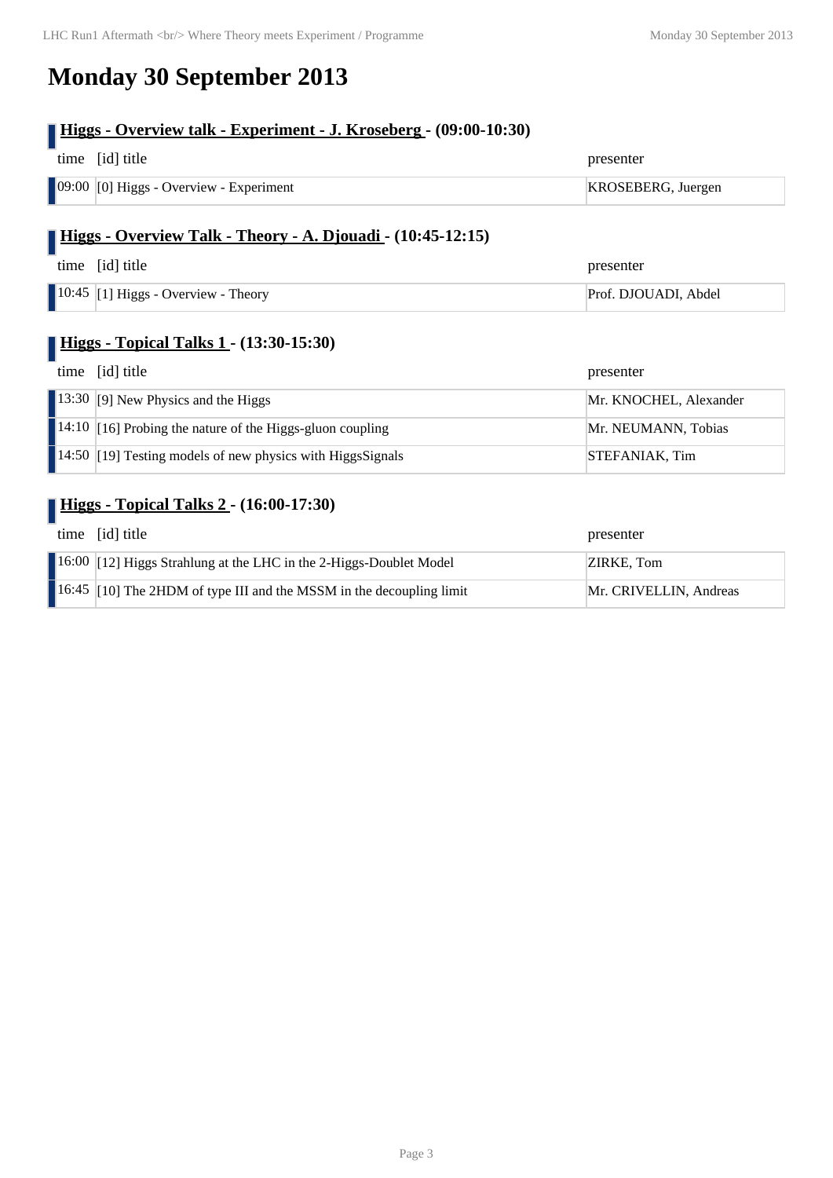# Monday 30 September 2013

## Higgs - Overview talk - Experiment - J. Kroseberg - (09:00-10:30)

| time | [id] title | presenter |
| --- | --- | --- |
| 09:00 | [0] Higgs - Overview - Experiment | KROSEBERG, Juergen |

## Higgs - Overview Talk - Theory - A. Djouadi - (10:45-12:15)

| time | [id] title | presenter |
| --- | --- | --- |
| 10:45 | [1] Higgs - Overview - Theory | Prof. DJOUADI, Abdel |

## Higgs - Topical Talks 1 - (13:30-15:30)

| time | [id] title | presenter |
| --- | --- | --- |
| 13:30 | [9] New Physics and the Higgs | Mr. KNOCHEL, Alexander |
| 14:10 | [16] Probing the nature of the Higgs-gluon coupling | Mr. NEUMANN, Tobias |
| 14:50 | [19] Testing models of new physics with HiggsSignals | STEFANIAK, Tim |

## Higgs - Topical Talks 2 - (16:00-17:30)

| time | [id] title | presenter |
| --- | --- | --- |
| 16:00 | [12] Higgs Strahlung at the LHC in the 2-Higgs-Doublet Model | ZIRKE, Tom |
| 16:45 | [10] The 2HDM of type III and the MSSM in the decoupling limit | Mr. CRIVELLIN, Andreas |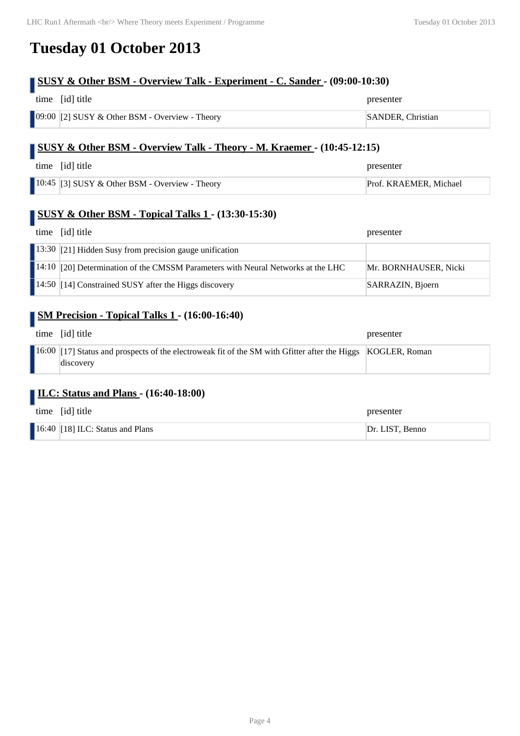# Tuesday 01 October 2013

## SUSY & Other BSM - Overview Talk - Experiment - C. Sander - (09:00-10:30)

| time | [id] title | presenter |
|---|---|---|
| 09:00 | [2] SUSY & Other BSM - Overview - Theory | SANDER, Christian |

## SUSY & Other BSM - Overview Talk - Theory - M. Kraemer - (10:45-12:15)

| time | [id] title | presenter |
|---|---|---|
| 10:45 | [3] SUSY & Other BSM - Overview - Theory | Prof. KRAEMER, Michael |

## SUSY & Other BSM - Topical Talks 1 - (13:30-15:30)

| time | [id] title | presenter |
|---|---|---|
| 13:30 | [21] Hidden Susy from precision gauge unification | |
| 14:10 | [20] Determination of the CMSSM Parameters with Neural Networks at the LHC | Mr. BORNHAUSER, Nicki |
| 14:50 | [14] Constrained SUSY after the Higgs discovery | SARRAZIN, Bjoern |

## SM Precision - Topical Talks 1 - (16:00-16:40)

| time | [id] title | presenter |
|---|---|---|
| 16:00 | [17] Status and prospects of the electroweak fit of the SM with Gfitter after the Higgs discovery | KOGLER, Roman |

## ILC: Status and Plans - (16:40-18:00)

| time | [id] title | presenter |
|---|---|---|
| 16:40 | [18] ILC: Status and Plans | Dr. LIST, Benno |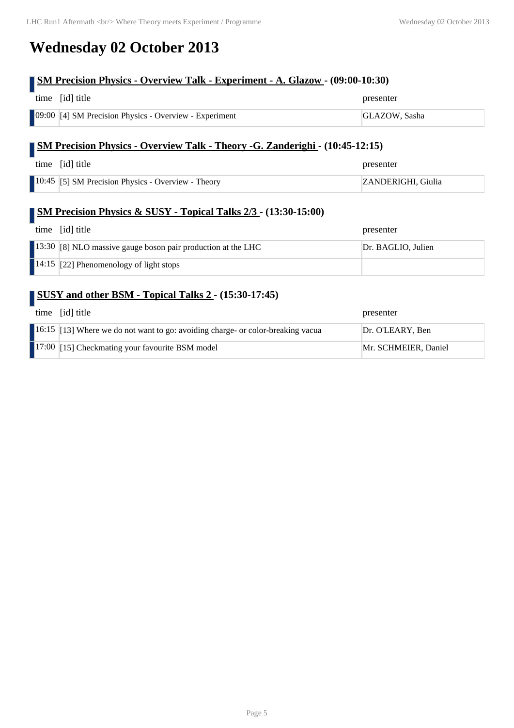# Wednesday 02 October 2013

## SM Precision Physics - Overview Talk - Experiment - A. Glazow - (09:00-10:30)

| time | [id] title | presenter |
|---|---|---|
| 09:00 | [4] SM Precision Physics - Overview - Experiment | GLAZOW, Sasha |

## SM Precision Physics - Overview Talk - Theory -G. Zanderighi - (10:45-12:15)

| time | [id] title | presenter |
|---|---|---|
| 10:45 | [5] SM Precision Physics - Overview - Theory | ZANDERIGHI, Giulia |

## SM Precision Physics & SUSY - Topical Talks 2/3 - (13:30-15:00)

| time | [id] title | presenter |
|---|---|---|
| 13:30 | [8] NLO massive gauge boson pair production at the LHC | Dr. BAGLIO, Julien |
| 14:15 | [22] Phenomenology of light stops | |

## SUSY and other BSM - Topical Talks 2 - (15:30-17:45)

| time | [id] title | presenter |
|---|---|---|
| 16:15 | [13] Where we do not want to go: avoiding charge- or color-breaking vacua | Dr. O'LEARY, Ben |
| 17:00 | [15] Checkmating your favourite BSM model | Mr. SCHMEIER, Daniel |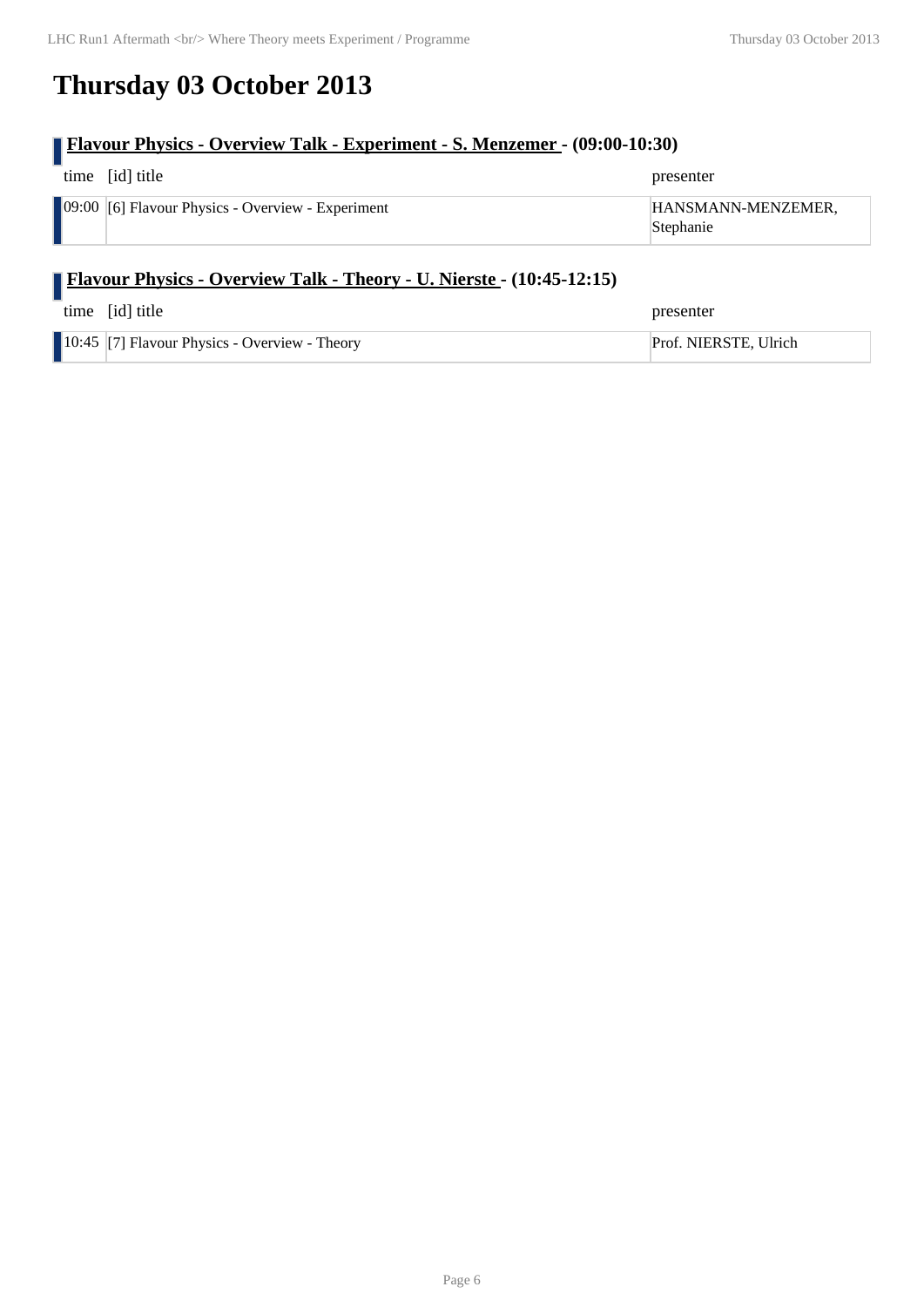# Thursday 03 October 2013

## Flavour Physics - Overview Talk - Experiment - S. Menzemer - (09:00-10:30)

| time | [id] title | presenter |
|---|---|---|
| 09:00 | [6] Flavour Physics - Overview - Experiment | HANSMANN-MENZEMER, Stephanie |

## Flavour Physics - Overview Talk - Theory - U. Nierste - (10:45-12:15)

| time | [id] title | presenter |
|---|---|---|
| 10:45 | [7] Flavour Physics - Overview - Theory | Prof. NIERSTE, Ulrich |